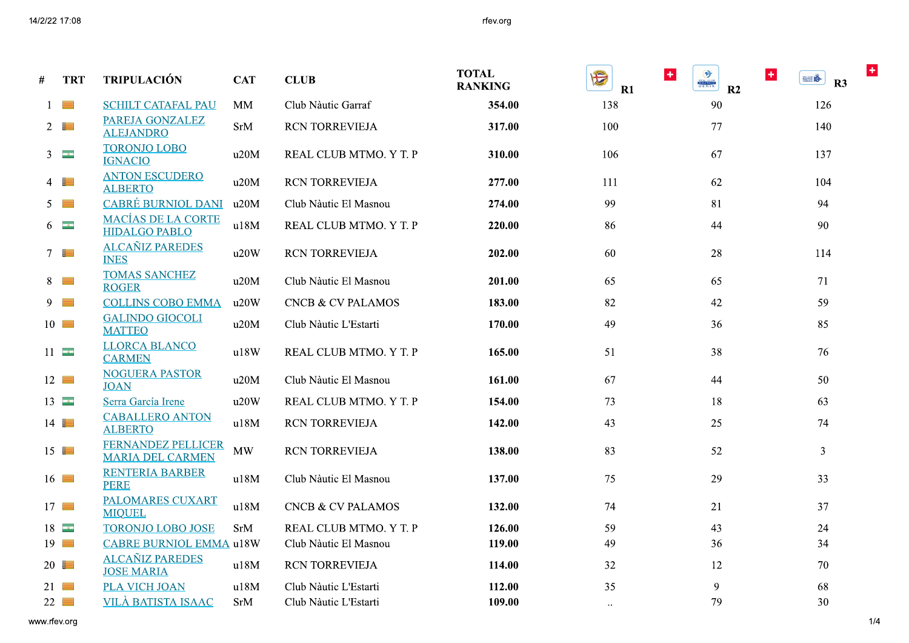| # | TRT | TRIPULACIÓN | CAT | CLUB | TOTAL RANKING | R1 | R2 | R3 |
|---|---|---|---|---|---|---|---|---|
| 1 | | SCHILT CATAFAL PAU | MM | Club Nàutic Garraf | 354.00 | 138 | 90 | 126 |
| 2 | | PAREJA GONZALEZ ALEJANDRO | SrM | RCN TORREVIEJA | 317.00 | 100 | 77 | 140 |
| 3 | | TORONJO LOBO IGNACIO | u20M | REAL CLUB MTMO. Y T. P | 310.00 | 106 | 67 | 137 |
| 4 | | ANTON ESCUDERO ALBERTO | u20M | RCN TORREVIEJA | 277.00 | 111 | 62 | 104 |
| 5 | | CABRÉ BURNIOL DANI | u20M | Club Nàutic El Masnou | 274.00 | 99 | 81 | 94 |
| 6 | | MACÍAS DE LA CORTE HIDALGO PABLO | u18M | REAL CLUB MTMO. Y T. P | 220.00 | 86 | 44 | 90 |
| 7 | | ALCAÑIZ PAREDES INES | u20W | RCN TORREVIEJA | 202.00 | 60 | 28 | 114 |
| 8 | | TOMAS SANCHEZ ROGER | u20M | Club Nàutic El Masnou | 201.00 | 65 | 65 | 71 |
| 9 | | COLLINS COBO EMMA | u20W | CNCB & CV PALAMOS | 183.00 | 82 | 42 | 59 |
| 10 | | GALINDO GIOCOLI MATTEO | u20M | Club Nàutic L'Estartit | 170.00 | 49 | 36 | 85 |
| 11 | | LLORCA BLANCO CARMEN | u18W | REAL CLUB MTMO. Y T. P | 165.00 | 51 | 38 | 76 |
| 12 | | NOGUERA PASTOR JOAN | u20M | Club Nàutic El Masnou | 161.00 | 67 | 44 | 50 |
| 13 | | Serra García Irene | u20W | REAL CLUB MTMO. Y T. P | 154.00 | 73 | 18 | 63 |
| 14 | | CABALLERO ANTON ALBERTO | u18M | RCN TORREVIEJA | 142.00 | 43 | 25 | 74 |
| 15 | | FERNANDEZ PELLICER MARIA DEL CARMEN | MW | RCN TORREVIEJA | 138.00 | 83 | 52 | 3 |
| 16 | | RENTERIA BARBER PERE | u18M | Club Nàutic El Masnou | 137.00 | 75 | 29 | 33 |
| 17 | | PALOMARES CUXART MIQUEL | u18M | CNCB & CV PALAMOS | 132.00 | 74 | 21 | 37 |
| 18 | | TORONJO LOBO JOSE | SrM | REAL CLUB MTMO. Y T. P | 126.00 | 59 | 43 | 24 |
| 19 | | CABRE BURNIOL EMMA | u18W | Club Nàutic El Masnou | 119.00 | 49 | 36 | 34 |
| 20 | | ALCAÑIZ PAREDES JOSE MARIA | u18M | RCN TORREVIEJA | 114.00 | 32 | 12 | 70 |
| 21 | | PLA VICH JOAN | u18M | Club Nàutic L'Estartit | 112.00 | 35 | 9 | 68 |
| 22 | | VILÀ BATISTA ISAAC | SrM | Club Nàutic L'Estartit | 109.00 | .. | 79 | 30 |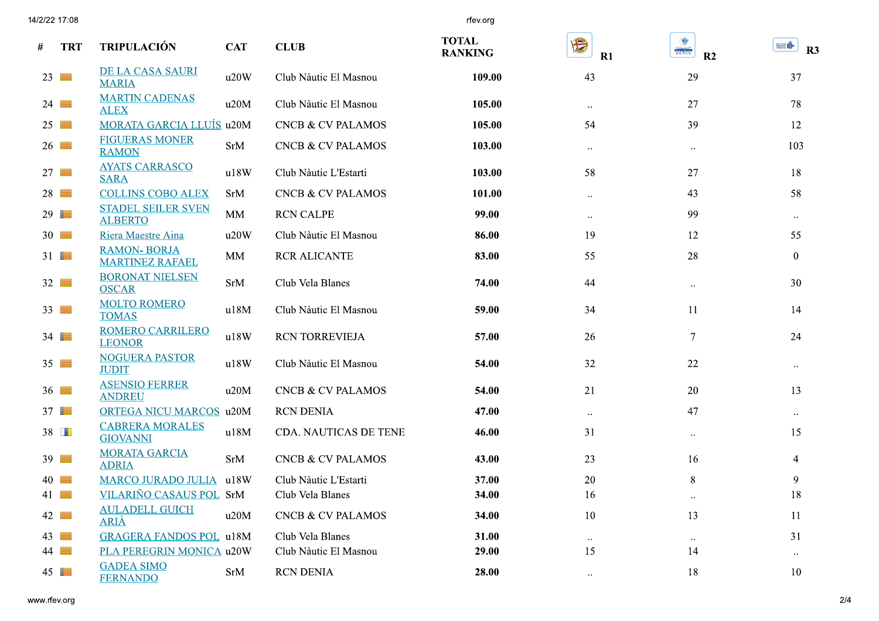| # | TRT | TRIPULACIÓN | CAT | CLUB | TOTAL RANKING | R1 | R2 | R3 |
|---|---|---|---|---|---|---|---|---|
| 23 | | DE LA CASA SAURI MARIA | u20W | Club Nàutic El Masnou | **109.00** | 43 | 29 | 37 |
| 24 | | MARTIN CADENAS ALEX | u20M | Club Nàutic El Masnou | **105.00** | .. | 27 | 78 |
| 25 | | MORATA GARCIA LLUÍS | u20M | CNCB & CV PALAMOS | **105.00** | 54 | 39 | 12 |
| 26 | | FIGUERAS MONER RAMON | SrM | CNCB & CV PALAMOS | **103.00** | .. | .. | 103 |
| 27 | | AYATS CARRASCO SARA | u18W | Club Nàutic L'Estarti | **103.00** | 58 | 27 | 18 |
| 28 | | COLLINS COBO ALEX | SrM | CNCB & CV PALAMOS | **101.00** | .. | 43 | 58 |
| 29 | | STADEL SEILER SVEN ALBERTO | MM | RCN CALPE | **99.00** | .. | 99 | .. |
| 30 | | Riera Maestre Aina | u20W | Club Nàutic El Masnou | **86.00** | 19 | 12 | 55 |
| 31 | | RAMON- BORJA MARTINEZ RAFAEL | MM | RCR ALICANTE | **83.00** | 55 | 28 | 0 |
| 32 | | BORONAT NIELSEN OSCAR | SrM | Club Vela Blanes | **74.00** | 44 | .. | 30 |
| 33 | | MOLTO ROMERO TOMAS | u18M | Club Nàutic El Masnou | **59.00** | 34 | 11 | 14 |
| 34 | | ROMERO CARRILERO LEONOR | u18W | RCN TORREVIEJA | **57.00** | 26 | 7 | 24 |
| 35 | | NOGUERA PASTOR JUDIT | u18W | Club Nàutic El Masnou | **54.00** | 32 | 22 | .. |
| 36 | | ASENSIO FERRER ANDREU | u20M | CNCB & CV PALAMOS | **54.00** | 21 | 20 | 13 |
| 37 | | ORTEGA NICU MARCOS | u20M | RCN DENIA | **47.00** | .. | 47 | .. |
| 38 | | CABRERA MORALES GIOVANNI | u18M | CDA. NAUTICAS DE TENE | **46.00** | 31 | .. | 15 |
| 39 | | MORATA GARCIA ADRIA | SrM | CNCB & CV PALAMOS | **43.00** | 23 | 16 | 4 |
| 40 | | MARCO JURADO JULIA | u18W | Club Nàutic L'Estarti | **37.00** | 20 | 8 | 9 |
| 41 | | VILARIÑO CASAUS POL | SrM | Club Vela Blanes | **34.00** | 16 | .. | 18 |
| 42 | | AULADELL GUICH ARIÀ | u20M | CNCB & CV PALAMOS | **34.00** | 10 | 13 | 11 |
| 43 | | GRAGERA FANDOS POL | u18M | Club Vela Blanes | **31.00** | .. | .. | 31 |
| 44 | | PLA PEREGRIN MONICA | u20W | Club Nàutic El Masnou | **29.00** | 15 | 14 | .. |
| 45 | | GADEA SIMO FERNANDO | SrM | RCN DENIA | **28.00** | .. | 18 | 10 |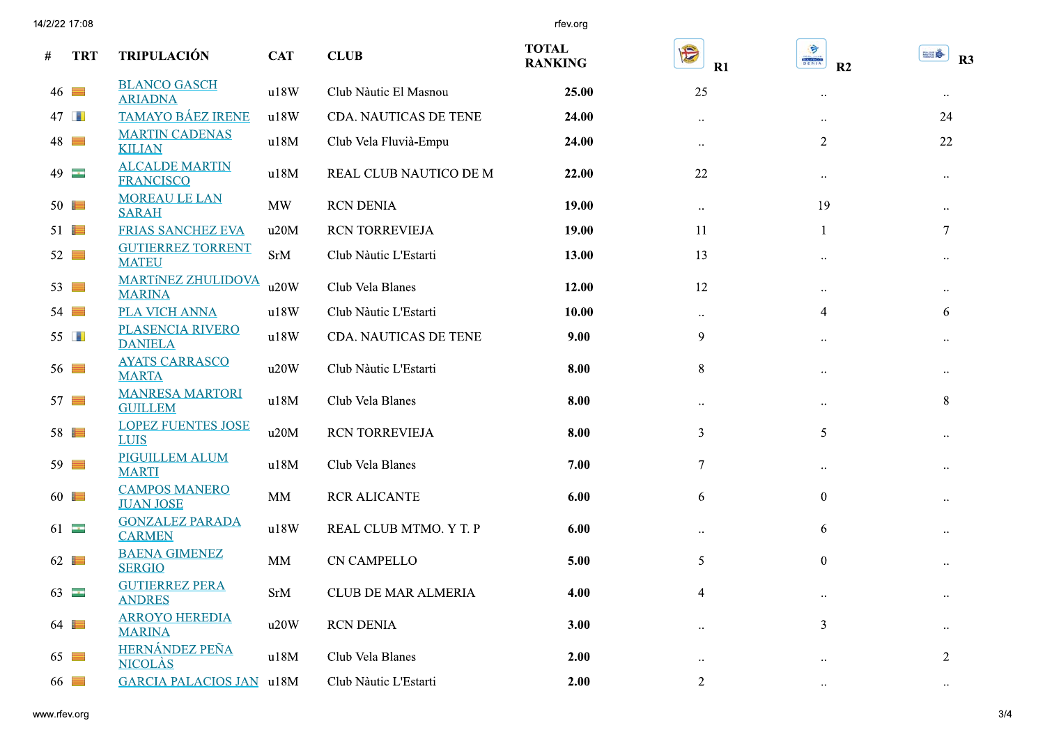| # | TRT | TRIPULACIÓN | CAT | CLUB | TOTAL RANKING | R1 | R2 | R3 |
|---|---|---|---|---|---|---|---|---|
| 46 | | BLANCO GASCH ARIADNA | u18W | Club Nàutic El Masnou | **25.00** | 25 | .. | .. |
| 47 | | TAMAYO BÁEZ IRENE | u18W | CDA. NAUTICAS DE TENE | **24.00** | .. | .. | 24 |
| 48 | | MARTIN CADENAS KILIAN | u18M | Club Vela Fluvià-Empu | **24.00** | .. | 2 | 22 |
| 49 | | ALCALDE MARTIN FRANCISCO | u18M | REAL CLUB NAUTICO DE M | **22.00** | 22 | .. | .. |
| 50 | | MOREAU LE LAN SARAH | MW | RCN DENIA | **19.00** | .. | 19 | .. |
| 51 | | FRIAS SANCHEZ EVA | u20M | RCN TORREVIEJA | **19.00** | 11 | 1 | 7 |
| 52 | | GUTIERREZ TORRENT MATEU | SrM | Club Nàutic L'Estarti | **13.00** | 13 | .. | .. |
| 53 | | MARTíNEZ ZHULIDOVA MARINA | u20W | Club Vela Blanes | **12.00** | 12 | .. | .. |
| 54 | | PLA VICH ANNA | u18W | Club Nàutic L'Estarti | **10.00** | .. | 4 | 6 |
| 55 | | PLASENCIA RIVERO DANIELA | u18W | CDA. NAUTICAS DE TENE | **9.00** | 9 | .. | .. |
| 56 | | AYATS CARRASCO MARTA | u20W | Club Nàutic L'Estarti | **8.00** | 8 | .. | .. |
| 57 | | MANRESA MARTORI GUILLEM | u18M | Club Vela Blanes | **8.00** | .. | .. | 8 |
| 58 | | LOPEZ FUENTES JOSE LUIS | u20M | RCN TORREVIEJA | **8.00** | 3 | 5 | .. |
| 59 | | PIGUILLEM ALUM MARTI | u18M | Club Vela Blanes | **7.00** | 7 | .. | .. |
| 60 | | CAMPOS MANERO JUAN JOSE | MM | RCR ALICANTE | **6.00** | 6 | 0 | .. |
| 61 | | GONZALEZ PARADA CARMEN | u18W | REAL CLUB MTMO. Y T. P | **6.00** | .. | 6 | .. |
| 62 | | BAENA GIMENEZ SERGIO | MM | CN CAMPELLO | **5.00** | 5 | 0 | .. |
| 63 | | GUTIERREZ PERA ANDRES | SrM | CLUB DE MAR ALMERIA | **4.00** | 4 | .. | .. |
| 64 | | ARROYO HEREDIA MARINA | u20W | RCN DENIA | **3.00** | .. | 3 | .. |
| 65 | | HERNÁNDEZ PEÑA NICOLÀS | u18M | Club Vela Blanes | **2.00** | .. | .. | 2 |
| 66 | | GARCIA PALACIOS JAN | u18M | Club Nàutic L'Estarti | **2.00** | 2 | .. | .. |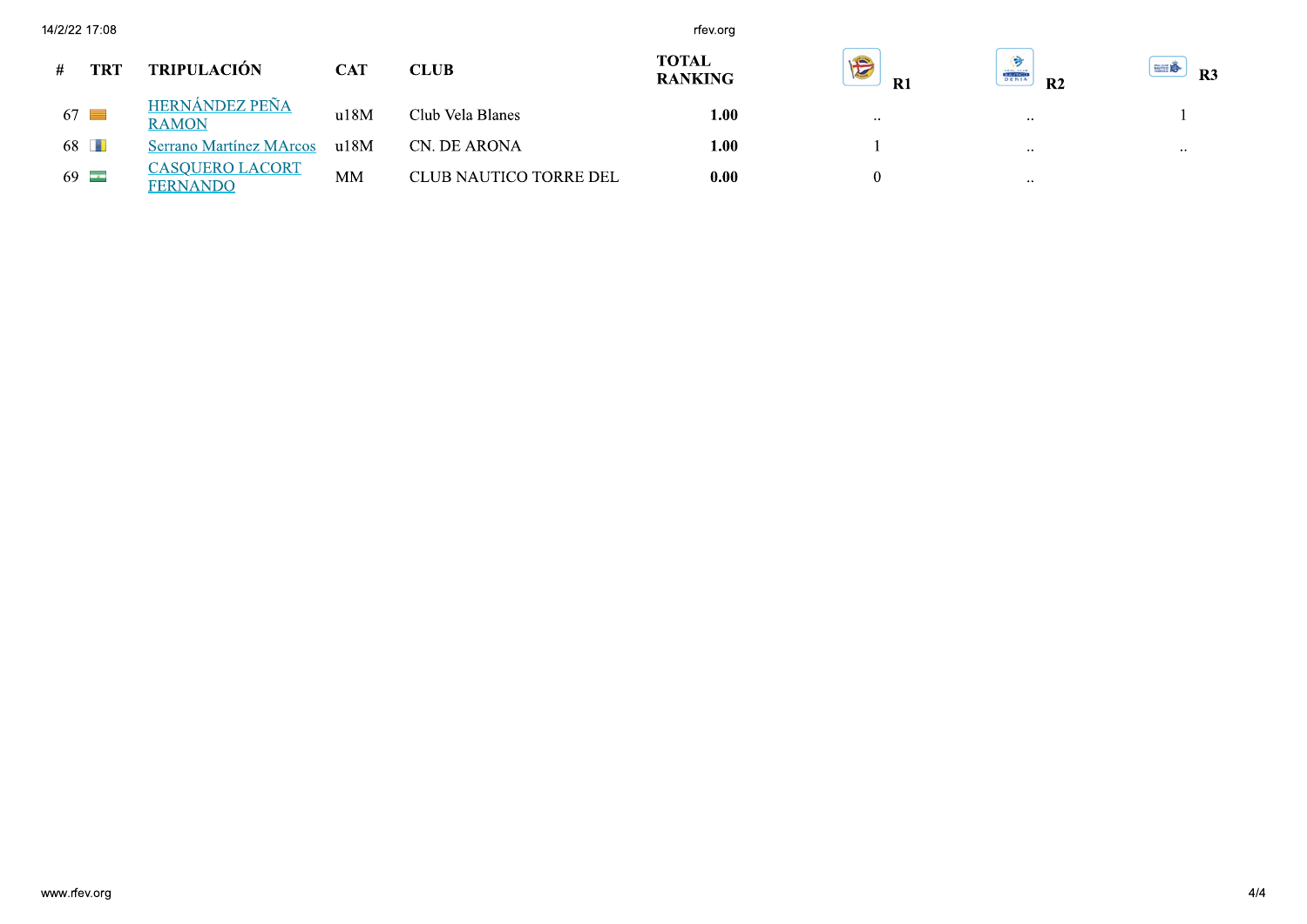| # | TRT | TRIPULACIÓN | CAT | CLUB | TOTAL RANKING | R1 | R2 | R3 |
|---|---|---|---|---|---|---|---|---|
| 67 | | HERNÁNDEZ PEÑA RAMON | u18M | Club Vela Blanes | **1.00** | .. | .. | 1 |
| 68 | | Serrano Martínez MArcos | u18M | CN. DE ARONA | **1.00** | 1 | .. | .. |
| 69 | | CASQUERO LACORT FERNANDO | MM | CLUB NAUTICO TORRE DEL | **0.00** | 0 | .. | |